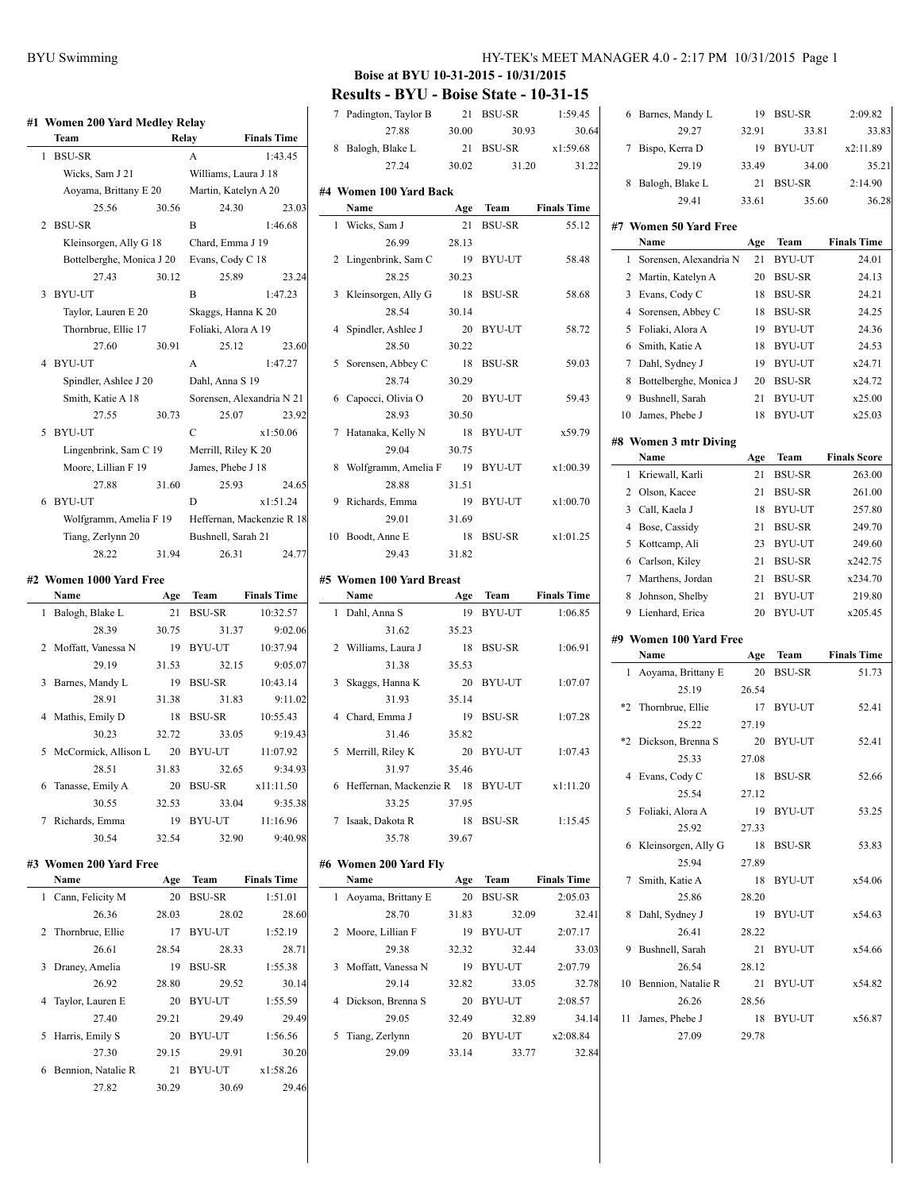**Boise at BYU 10-31-2015 - 10/31/2015**

# Results - BYU - Boise State - 10-31-15

## #1 Women 200 Yard Medley Relay

| | Team | Relay | Finals Time |
|---|---|---|---|
| 1 | BSU-SR | A | 1:43.45 |
| | Wicks, Sam J 21; Williams, Laura J 18; Aoyama, Brittany E 20; Martin, Katelyn A 20 | | |
| | 25.56 / 30.56 / 24.30 / 23.03 | | |
| 2 | BSU-SR | B | 1:46.68 |
| | Kleinsorgen, Ally G 18; Chard, Emma J 19; Bottelberghe, Monica J 20; Evans, Cody C 18 | | |
| | 27.43 / 30.12 / 25.89 / 23.24 | | |
| 3 | BYU-UT | B | 1:47.23 |
| | Taylor, Lauren E 20; Skaggs, Hanna K 20; Thornbrue, Ellie 17; Foliaki, Alora A 19 | | |
| | 27.60 / 30.91 / 25.12 / 23.60 | | |
| 4 | BYU-UT | A | 1:47.27 |
| | Spindler, Ashlee J 20; Dahl, Anna S 19; Smith, Katie A 18; Sorensen, Alexandria N 21 | | |
| | 27.55 / 30.73 / 25.07 / 23.92 | | |
| 5 | BYU-UT | C | x1:50.06 |
| | Lingenbrink, Sam C 19; Merrill, Riley K 20; Moore, Lillian F 19; James, Phebe J 18 | | |
| | 27.88 / 31.60 / 25.93 / 24.65 | | |
| 6 | BYU-UT | D | x1:51.24 |
| | Wolfgramm, Amelia F 19; Heffernan, Mackenzie R 18; Tiang, Zerlynn 20; Bushnell, Sarah 21 | | |
| | 28.22 / 31.94 / 26.31 / 24.77 | | |

## #2 Women 1000 Yard Free

| | Name | Age | Team | Finals Time |
|---|---|---|---|---|
| 1 | Balogh, Blake L | 21 | BSU-SR | 10:32.57 |
| | 28.39 / 30.75 / 31.37 / 9:02.06 | | | |
| 2 | Moffatt, Vanessa N | 19 | BYU-UT | 10:37.94 |
| | 29.19 / 31.53 / 32.15 / 9:05.07 | | | |
| 3 | Barnes, Mandy L | 19 | BSU-SR | 10:43.14 |
| | 28.91 / 31.38 / 31.83 / 9:11.02 | | | |
| 4 | Mathis, Emily D | 18 | BSU-SR | 10:55.43 |
| | 30.23 / 32.72 / 33.05 / 9:19.43 | | | |
| 5 | McCormick, Allison L | 20 | BYU-UT | 11:07.92 |
| | 28.51 / 31.83 / 32.65 / 9:34.93 | | | |
| 6 | Tanasse, Emily A | 20 | BSU-SR | x11:11.50 |
| | 30.55 / 32.53 / 33.04 / 9:35.38 | | | |
| 7 | Richards, Emma | 19 | BYU-UT | 11:16.96 |
| | 30.54 / 32.54 / 32.90 / 9:40.98 | | | |

## #3 Women 200 Yard Free

| | Name | Age | Team | Finals Time |
|---|---|---|---|---|
| 1 | Cann, Felicity M | 20 | BSU-SR | 1:51.01 |
| | 26.36 / 28.03 / 28.02 / 28.60 | | | |
| 2 | Thornbrue, Ellie | 17 | BYU-UT | 1:52.19 |
| | 26.61 / 28.54 / 28.33 / 28.71 | | | |
| 3 | Draney, Amelia | 19 | BSU-SR | 1:55.38 |
| | 26.92 / 28.80 / 29.52 / 30.14 | | | |
| 4 | Taylor, Lauren E | 20 | BYU-UT | 1:55.59 |
| | 27.40 / 29.21 / 29.49 / 29.49 | | | |
| 5 | Harris, Emily S | 20 | BYU-UT | 1:56.56 |
| | 27.30 / 29.15 / 29.91 / 30.20 | | | |
| 6 | Bennion, Natalie R | 21 | BYU-UT | x1:58.26 |
| | 27.82 / 30.29 / 30.69 / 29.46 | | | |
| 7 | Padington, Taylor B | 21 | BSU-SR | 1:59.45 |
| | 27.88 / 30.00 / 30.93 / 30.64 | | | |
| 8 | Balogh, Blake L | 21 | BSU-SR | x1:59.68 |
| | 27.24 / 30.02 / 31.20 / 31.22 | | | |

## #4 Women 100 Yard Back

| | Name | Age | Team | Finals Time |
|---|---|---|---|---|
| 1 | Wicks, Sam J | 21 | BSU-SR | 55.12 |
| | 26.99 / 28.13 | | | |
| 2 | Lingenbrink, Sam C | 19 | BYU-UT | 58.48 |
| | 28.25 / 30.23 | | | |
| 3 | Kleinsorgen, Ally G | 18 | BSU-SR | 58.68 |
| | 28.54 / 30.14 | | | |
| 4 | Spindler, Ashlee J | 20 | BYU-UT | 58.72 |
| | 28.50 / 30.22 | | | |
| 5 | Sorensen, Abbey C | 18 | BSU-SR | 59.03 |
| | 28.74 / 30.29 | | | |
| 6 | Capocci, Olivia O | 20 | BYU-UT | 59.43 |
| | 28.93 / 30.50 | | | |
| 7 | Hatanaka, Kelly N | 18 | BYU-UT | x59.79 |
| | 29.04 / 30.75 | | | |
| 8 | Wolfgramm, Amelia F | 19 | BYU-UT | x1:00.39 |
| | 28.88 / 31.51 | | | |
| 9 | Richards, Emma | 19 | BYU-UT | x1:00.70 |
| | 29.01 / 31.69 | | | |
| 10 | Boodt, Anne E | 18 | BSU-SR | x1:01.25 |
| | 29.43 / 31.82 | | | |

## #5 Women 100 Yard Breast

| | Name | Age | Team | Finals Time |
|---|---|---|---|---|
| 1 | Dahl, Anna S | 19 | BYU-UT | 1:06.85 |
| | 31.62 / 35.23 | | | |
| 2 | Williams, Laura J | 18 | BSU-SR | 1:06.91 |
| | 31.38 / 35.53 | | | |
| 3 | Skaggs, Hanna K | 20 | BYU-UT | 1:07.07 |
| | 31.93 / 35.14 | | | |
| 4 | Chard, Emma J | 19 | BSU-SR | 1:07.28 |
| | 31.46 / 35.82 | | | |
| 5 | Merrill, Riley K | 20 | BYU-UT | 1:07.43 |
| | 31.97 / 35.46 | | | |
| 6 | Heffernan, Mackenzie R | 18 | BYU-UT | x1:11.20 |
| | 33.25 / 37.95 | | | |
| 7 | Isaak, Dakota R | 18 | BSU-SR | 1:15.45 |
| | 35.78 / 39.67 | | | |

## #6 Women 200 Yard Fly

| | Name | Age | Team | Finals Time |
|---|---|---|---|---|
| 1 | Aoyama, Brittany E | 20 | BSU-SR | 2:05.03 |
| | 28.70 / 31.83 / 32.09 / 32.41 | | | |
| 2 | Moore, Lillian F | 19 | BYU-UT | 2:07.17 |
| | 29.38 / 32.32 / 32.44 / 33.03 | | | |
| 3 | Moffatt, Vanessa N | 19 | BYU-UT | 2:07.79 |
| | 29.14 / 32.82 / 33.05 / 32.78 | | | |
| 4 | Dickson, Brenna S | 20 | BYU-UT | 2:08.57 |
| | 29.05 / 32.49 / 32.89 / 34.14 | | | |
| 5 | Tiang, Zerlynn | 20 | BYU-UT | x2:08.84 |
| | 29.09 / 33.14 / 33.77 / 32.84 | | | |
| 6 | Barnes, Mandy L | 19 | BSU-SR | 2:09.82 |
| | 29.27 / 32.91 / 33.81 / 33.83 | | | |
| 7 | Bispo, Kerra D | 19 | BYU-UT | x2:11.89 |
| | 29.19 / 33.49 / 34.00 / 35.21 | | | |
| 8 | Balogh, Blake L | 21 | BSU-SR | 2:14.90 |
| | 29.41 / 33.61 / 35.60 / 36.28 | | | |

## #7 Women 50 Yard Free

| | Name | Age | Team | Finals Time |
|---|---|---|---|---|
| 1 | Sorensen, Alexandria N | 21 | BYU-UT | 24.01 |
| 2 | Martin, Katelyn A | 20 | BSU-SR | 24.13 |
| 3 | Evans, Cody C | 18 | BSU-SR | 24.21 |
| 4 | Sorensen, Abbey C | 18 | BSU-SR | 24.25 |
| 5 | Foliaki, Alora A | 19 | BYU-UT | 24.36 |
| 6 | Smith, Katie A | 18 | BYU-UT | 24.53 |
| 7 | Dahl, Sydney J | 19 | BYU-UT | x24.71 |
| 8 | Bottelberghe, Monica J | 20 | BSU-SR | x24.72 |
| 9 | Bushnell, Sarah | 21 | BYU-UT | x25.00 |
| 10 | James, Phebe J | 18 | BYU-UT | x25.03 |

## #8 Women 3 mtr Diving

| | Name | Age | Team | Finals Score |
|---|---|---|---|---|
| 1 | Kriewall, Karli | 21 | BSU-SR | 263.00 |
| 2 | Olson, Kacee | 21 | BSU-SR | 261.00 |
| 3 | Call, Kaela J | 18 | BYU-UT | 257.80 |
| 4 | Bose, Cassidy | 21 | BSU-SR | 249.70 |
| 5 | Kottcamp, Ali | 23 | BYU-UT | 249.60 |
| 6 | Carlson, Kiley | 21 | BSU-SR | x242.75 |
| 7 | Marthens, Jordan | 21 | BSU-SR | x234.70 |
| 8 | Johnson, Shelby | 21 | BYU-UT | 219.80 |
| 9 | Lienhard, Erica | 20 | BYU-UT | x205.45 |

## #9 Women 100 Yard Free

| | Name | Age | Team | Finals Time |
|---|---|---|---|---|
| 1 | Aoyama, Brittany E | 20 | BSU-SR | 51.73 |
| | 25.19 / 26.54 | | | |
| *2 | Thornbrue, Ellie | 17 | BYU-UT | 52.41 |
| | 25.22 / 27.19 | | | |
| *2 | Dickson, Brenna S | 20 | BYU-UT | 52.41 |
| | 25.33 / 27.08 | | | |
| 4 | Evans, Cody C | 18 | BSU-SR | 52.66 |
| | 25.54 / 27.12 | | | |
| 5 | Foliaki, Alora A | 19 | BYU-UT | 53.25 |
| | 25.92 / 27.33 | | | |
| 6 | Kleinsorgen, Ally G | 18 | BSU-SR | 53.83 |
| | 25.94 / 27.89 | | | |
| 7 | Smith, Katie A | 18 | BYU-UT | x54.06 |
| | 25.86 / 28.20 | | | |
| 8 | Dahl, Sydney J | 19 | BYU-UT | x54.63 |
| | 26.41 / 28.22 | | | |
| 9 | Bushnell, Sarah | 21 | BYU-UT | x54.66 |
| | 26.54 / 28.12 | | | |
| 10 | Bennion, Natalie R | 21 | BYU-UT | x54.82 |
| | 26.26 / 28.56 | | | |
| 11 | James, Phebe J | 18 | BYU-UT | x56.87 |
| | 27.09 / 29.78 | | | |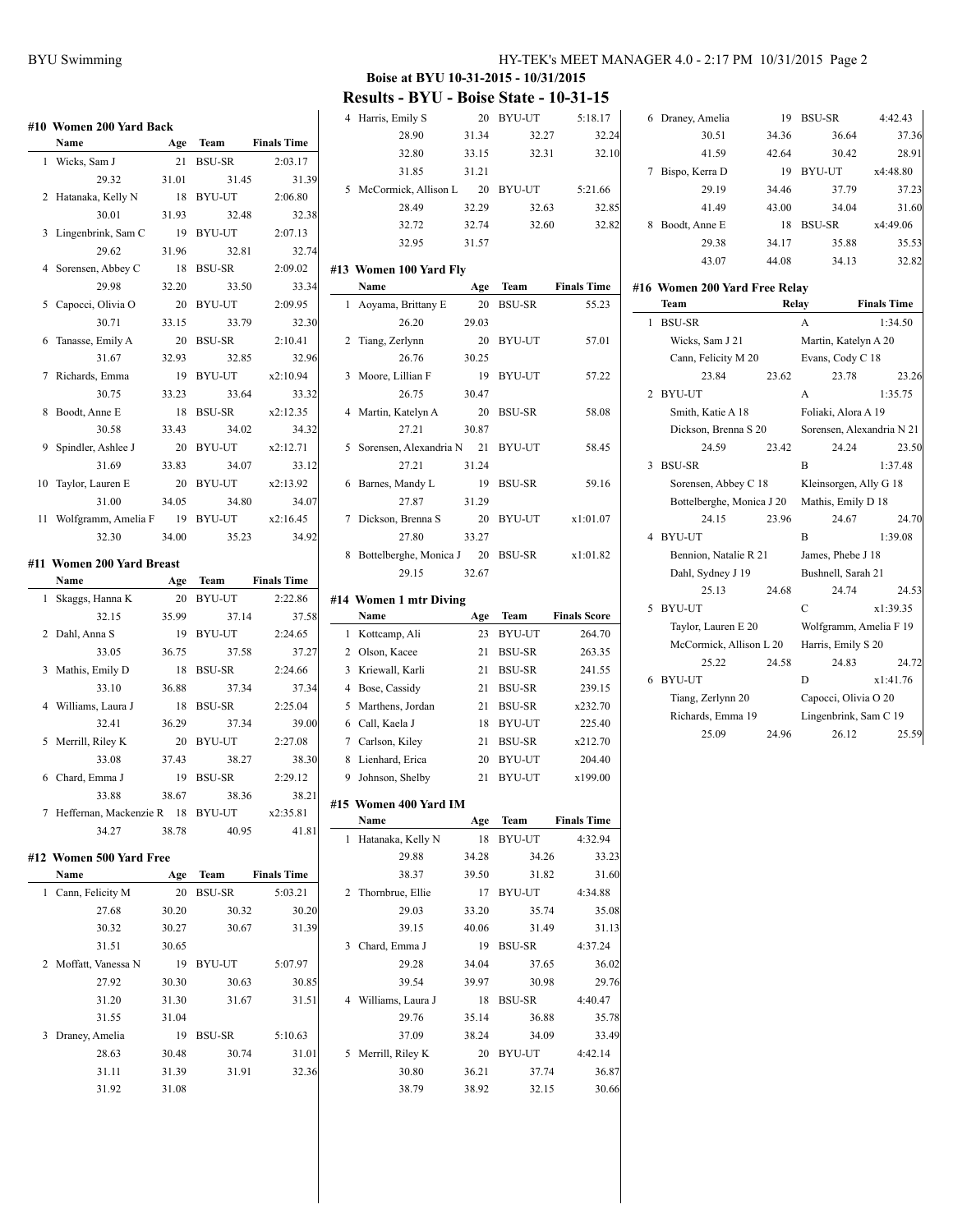## Boise at BYU 10-31-2015 - 10/31/2015

## Results - BYU - Boise State - 10-31-15

### #10 Women 200 Yard Back

| | Name | Age | Team | Finals Time |
|---|---|---|---|---|
| 1 | Wicks, Sam J | 21 | BSU-SR | 2:03.17 |
| | 29.32 | 31.01 | 31.45 | 31.39 |
| 2 | Hatanaka, Kelly N | 18 | BYU-UT | 2:06.80 |
| | 30.01 | 31.93 | 32.48 | 32.38 |
| 3 | Lingenbrink, Sam C | 19 | BYU-UT | 2:07.13 |
| | 29.62 | 31.96 | 32.81 | 32.74 |
| 4 | Sorensen, Abbey C | 18 | BSU-SR | 2:09.02 |
| | 29.98 | 32.20 | 33.50 | 33.34 |
| 5 | Capocci, Olivia O | 20 | BYU-UT | 2:09.95 |
| | 30.71 | 33.15 | 33.79 | 32.30 |
| 6 | Tanasse, Emily A | 20 | BSU-SR | 2:10.41 |
| | 31.67 | 32.93 | 32.85 | 32.96 |
| 7 | Richards, Emma | 19 | BYU-UT | x2:10.94 |
| | 30.75 | 33.23 | 33.64 | 33.32 |
| 8 | Boodt, Anne E | 18 | BSU-SR | x2:12.35 |
| | 30.58 | 33.43 | 34.02 | 34.32 |
| 9 | Spindler, Ashlee J | 20 | BYU-UT | x2:12.71 |
| | 31.69 | 33.83 | 34.07 | 33.12 |
| 10 | Taylor, Lauren E | 20 | BYU-UT | x2:13.92 |
| | 31.00 | 34.05 | 34.80 | 34.07 |
| 11 | Wolfgramm, Amelia F | 19 | BYU-UT | x2:16.45 |
| | 32.30 | 34.00 | 35.23 | 34.92 |

### #11 Women 200 Yard Breast

| | Name | Age | Team | Finals Time |
|---|---|---|---|---|
| 1 | Skaggs, Hanna K | 20 | BYU-UT | 2:22.86 |
| | 32.15 | 35.99 | 37.14 | 37.58 |
| 2 | Dahl, Anna S | 19 | BYU-UT | 2:24.65 |
| | 33.05 | 36.75 | 37.58 | 37.27 |
| 3 | Mathis, Emily D | 18 | BSU-SR | 2:24.66 |
| | 33.10 | 36.88 | 37.34 | 37.34 |
| 4 | Williams, Laura J | 18 | BSU-SR | 2:25.04 |
| | 32.41 | 36.29 | 37.34 | 39.00 |
| 5 | Merrill, Riley K | 20 | BYU-UT | 2:27.08 |
| | 33.08 | 37.43 | 38.27 | 38.30 |
| 6 | Chard, Emma J | 19 | BSU-SR | 2:29.12 |
| | 33.88 | 38.67 | 38.36 | 38.21 |
| 7 | Heffernan, Mackenzie R | 18 | BYU-UT | x2:35.81 |
| | 34.27 | 38.78 | 40.95 | 41.81 |

### #12 Women 500 Yard Free

| | Name | Age | Team | Finals Time |
|---|---|---|---|---|
| 1 | Cann, Felicity M | 20 | BSU-SR | 5:03.21 |
| | 27.68 | 30.20 | 30.32 | 30.20 |
| | 30.32 | 30.27 | 30.67 | 31.39 |
| | 31.51 | 30.65 | | |
| 2 | Moffatt, Vanessa N | 19 | BYU-UT | 5:07.97 |
| | 27.92 | 30.30 | 30.63 | 30.85 |
| | 31.20 | 31.30 | 31.67 | 31.51 |
| | 31.55 | 31.04 | | |
| 3 | Draney, Amelia | 19 | BSU-SR | 5:10.63 |
| | 28.63 | 30.48 | 30.74 | 31.01 |
| | 31.11 | 31.39 | 31.91 | 32.36 |
| | 31.92 | 31.08 | | |
| 4 | Harris, Emily S | 20 | BYU-UT | 5:18.17 |
| | 28.90 | 31.34 | 32.27 | 32.24 |
| | 32.80 | 33.15 | 32.31 | 32.10 |
| | 31.85 | 31.21 | | |
| 5 | McCormick, Allison L | 20 | BYU-UT | 5:21.66 |
| | 28.49 | 32.29 | 32.63 | 32.85 |
| | 32.72 | 32.74 | 32.60 | 32.82 |
| | 32.95 | 31.57 | | |

### #13 Women 100 Yard Fly

| | Name | Age | Team | Finals Time |
|---|---|---|---|---|
| 1 | Aoyama, Brittany E | 20 | BSU-SR | 55.23 |
| | 26.20 | 29.03 | | |
| 2 | Tiang, Zerlynn | 20 | BYU-UT | 57.01 |
| | 26.76 | 30.25 | | |
| 3 | Moore, Lillian F | 19 | BYU-UT | 57.22 |
| | 26.75 | 30.47 | | |
| 4 | Martin, Katelyn A | 20 | BSU-SR | 58.08 |
| | 27.21 | 30.87 | | |
| 5 | Sorensen, Alexandria N | 21 | BYU-UT | 58.45 |
| | 27.21 | 31.24 | | |
| 6 | Barnes, Mandy L | 19 | BSU-SR | 59.16 |
| | 27.87 | 31.29 | | |
| 7 | Dickson, Brenna S | 20 | BYU-UT | x1:01.07 |
| | 27.80 | 33.27 | | |
| 8 | Bottelberghe, Monica J | 20 | BSU-SR | x1:01.82 |
| | 29.15 | 32.67 | | |

### #14 Women 1 mtr Diving

| | Name | Age | Team | Finals Score |
|---|---|---|---|---|
| 1 | Kottcamp, Ali | 23 | BYU-UT | 264.70 |
| 2 | Olson, Kacee | 21 | BSU-SR | 263.35 |
| 3 | Kriewall, Karli | 21 | BSU-SR | 241.55 |
| 4 | Bose, Cassidy | 21 | BSU-SR | 239.15 |
| 5 | Marthens, Jordan | 21 | BSU-SR | x232.70 |
| 6 | Call, Kaela J | 18 | BYU-UT | 225.40 |
| 7 | Carlson, Kiley | 21 | BSU-SR | x212.70 |
| 8 | Lienhard, Erica | 20 | BYU-UT | 204.40 |
| 9 | Johnson, Shelby | 21 | BYU-UT | x199.00 |

### #15 Women 400 Yard IM

| | Name | Age | Team | Finals Time |
|---|---|---|---|---|
| 1 | Hatanaka, Kelly N | 18 | BYU-UT | 4:32.94 |
| | 29.88 | 34.28 | 34.26 | 33.23 |
| | 38.37 | 39.50 | 31.82 | 31.60 |
| 2 | Thornbrue, Ellie | 17 | BYU-UT | 4:34.88 |
| | 29.03 | 33.20 | 35.74 | 35.08 |
| | 39.15 | 40.06 | 31.49 | 31.13 |
| 3 | Chard, Emma J | 19 | BSU-SR | 4:37.24 |
| | 29.28 | 34.04 | 37.65 | 36.02 |
| | 39.54 | 39.97 | 30.98 | 29.76 |
| 4 | Williams, Laura J | 18 | BSU-SR | 4:40.47 |
| | 29.76 | 35.14 | 36.88 | 35.78 |
| | 37.09 | 38.24 | 34.09 | 33.49 |
| 5 | Merrill, Riley K | 20 | BYU-UT | 4:42.14 |
| | 30.80 | 36.21 | 37.74 | 36.87 |
| | 38.79 | 38.92 | 32.15 | 30.66 |
| 6 | Draney, Amelia | 19 | BSU-SR | 4:42.43 |
| | 30.51 | 34.36 | 36.64 | 37.36 |
| | 41.59 | 42.64 | 30.42 | 28.91 |
| 7 | Bispo, Kerra D | 19 | BYU-UT | x4:48.80 |
| | 29.19 | 34.46 | 37.79 | 37.23 |
| | 41.49 | 43.00 | 34.04 | 31.60 |
| 8 | Boodt, Anne E | 18 | BSU-SR | x4:49.06 |
| | 29.38 | 34.17 | 35.88 | 35.53 |
| | 43.07 | 44.08 | 34.13 | 32.82 |

### #16 Women 200 Yard Free Relay

| | Team | | Relay | Finals Time |
|---|---|---|---|---|
| 1 | BSU-SR | | A | 1:34.50 |
| | Wicks, Sam J 21 | | Martin, Katelyn A 20 | |
| | Cann, Felicity M 20 | | Evans, Cody C 18 | |
| | 23.84 | 23.62 | 23.78 | 23.26 |
| 2 | BYU-UT | | A | 1:35.75 |
| | Smith, Katie A 18 | | Foliaki, Alora A 19 | |
| | Dickson, Brenna S 20 | | Sorensen, Alexandria N 21 | |
| | 24.59 | 23.42 | 24.24 | 23.50 |
| 3 | BSU-SR | | B | 1:37.48 |
| | Sorensen, Abbey C 18 | | Kleinsorgen, Ally G 18 | |
| | Bottelberghe, Monica J 20 | | Mathis, Emily D 18 | |
| | 24.15 | 23.96 | 24.67 | 24.70 |
| 4 | BYU-UT | | B | 1:39.08 |
| | Bennion, Natalie R 21 | | James, Phebe J 18 | |
| | Dahl, Sydney J 19 | | Bushnell, Sarah 21 | |
| | 25.13 | 24.68 | 24.74 | 24.53 |
| 5 | BYU-UT | | C | x1:39.35 |
| | Taylor, Lauren E 20 | | Wolfgramm, Amelia F 19 | |
| | McCormick, Allison L 20 | | Harris, Emily S 20 | |
| | 25.22 | 24.58 | 24.83 | 24.72 |
| 6 | BYU-UT | | D | x1:41.76 |
| | Tiang, Zerlynn 20 | | Capocci, Olivia O 20 | |
| | Richards, Emma 19 | | Lingenbrink, Sam C 19 | |
| | 25.09 | 24.96 | 26.12 | 25.59 |